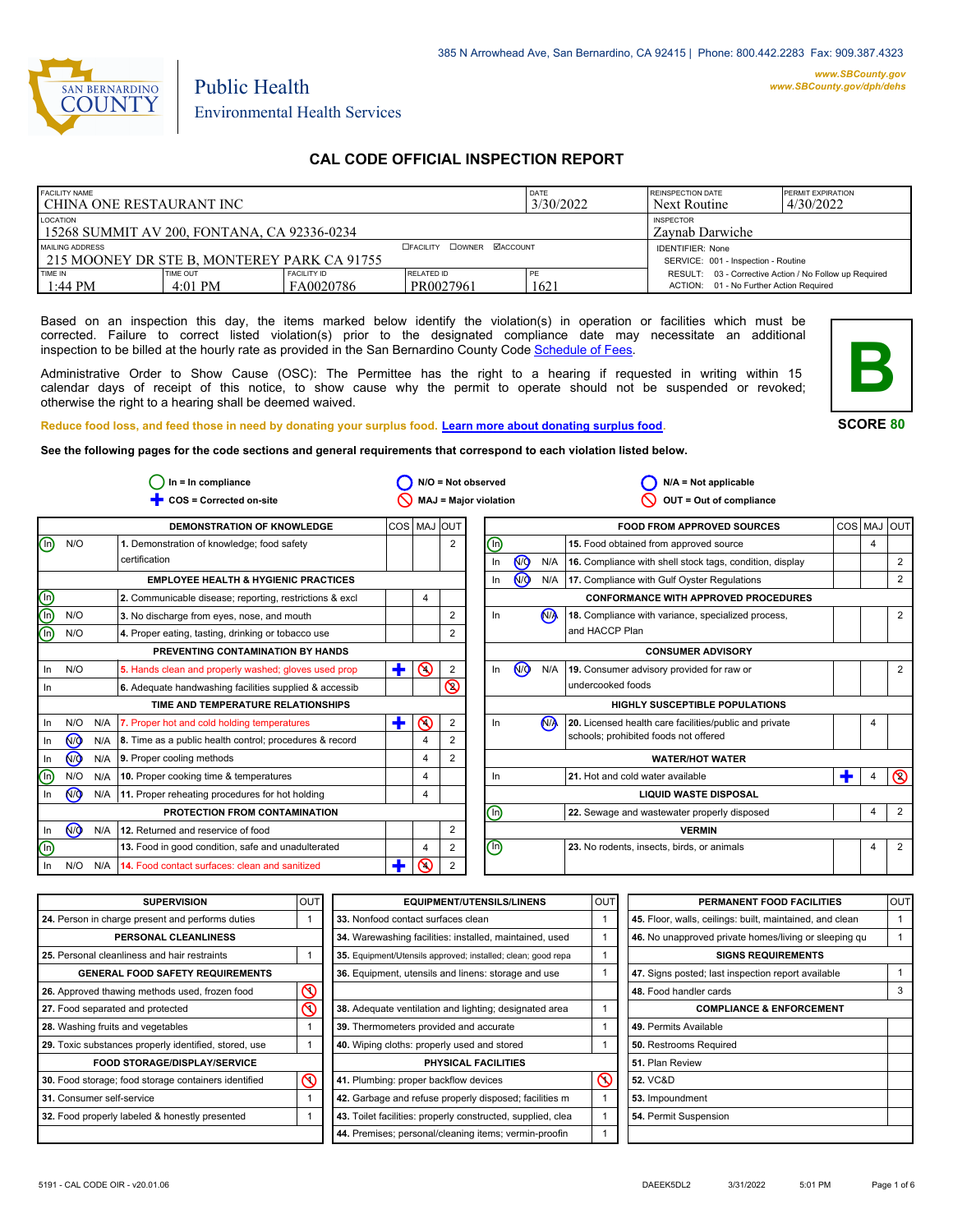385 N Arrowhead Ave, San Bernardino, CA 92415 | Phone: 800.442.2283 Fax: 909.387.4323

www.SBCounty.gov
www.SBCounty.gov/dph/dehs

SAN BERNARDINO COUNTY

Public Health
Environmental Health Services

# CAL CODE OFFICIAL INSPECTION REPORT

| FACILITY NAME | | | | DATE | REINSPECTION DATE | PERMIT EXPIRATION |
|---|---|---|---|---|---|---|
| CHINA ONE RESTAURANT INC | | | | 3/30/2022 | Next Routine | 4/30/2022 |
| LOCATION: 15268 SUMMIT AV 200, FONTANA, CA 92336-0234 | | | | | INSPECTOR: Zaynab Darwiche | |
| MAILING ADDRESS: 215 MOONEY DR STE B, MONTEREY PARK CA 91755 | | | ☐FACILITY ☐OWNER ☑ACCOUNT | | IDENTIFIER: None; SERVICE: 001 - Inspection - Routine | |
| TIME IN: 1:44 PM | TIME OUT: 4:01 PM | FACILITY ID: FA0020786 | RELATED ID: PR0027961 | PE: 1621 | RESULT: 03 - Corrective Action / No Follow up Required; ACTION: 01 - No Further Action Required | |

Based on an inspection this day, the items marked below identify the violation(s) in operation or facilities which must be corrected. Failure to correct listed violation(s) prior to the designated compliance date may necessitate an additional inspection to be billed at the hourly rate as provided in the San Bernardino County Code Schedule of Fees.

Administrative Order to Show Cause (OSC): The Permittee has the right to a hearing if requested in writing within 15 calendar days of receipt of this notice, to show cause why the permit to operate should not be suspended or revoked; otherwise the right to a hearing shall be deemed waived.

**B**

**SCORE 80**

Reduce food loss, and feed those in need by donating your surplus food. Learn more about donating surplus food.

**See the following pages for the code sections and general requirements that correspond to each violation listed below.**

In = In compliance | N/O = Not observed | N/A = Not applicable | COS = Corrected on-site | MAJ = Major violation | OUT = Out of compliance

| Status | | | DEMONSTRATION OF KNOWLEDGE | COS | MAJ | OUT |
|---|---|---|---|---|---|---|
| (In) | N/O | | 1. Demonstration of knowledge; food safety certification | | | 2 |
| | | | **EMPLOYEE HEALTH & HYGIENIC PRACTICES** | | | |
| (In) | | | 2. Communicable disease; reporting, restrictions & excl | | 4 | |
| (In) | N/O | | 3. No discharge from eyes, nose, and mouth | | | 2 |
| (In) | N/O | | 4. Proper eating, tasting, drinking or tobacco use | | | 2 |
| | | | **PREVENTING CONTAMINATION BY HANDS** | | | |
| In | N/O | | 5. Hands clean and properly washed; gloves used prop | COS | MAJ (4) | 2 |
| In | | | 6. Adequate handwashing facilities supplied & accessib | | | OUT (2) |
| | | | **TIME AND TEMPERATURE RELATIONSHIPS** | | | |
| In | N/O | N/A | 7. Proper hot and cold holding temperatures | COS | MAJ (4) | 2 |
| In | (N/O) | N/A | 8. Time as a public health control; procedures & record | | 4 | 2 |
| In | (N/O) | N/A | 9. Proper cooling methods | | 4 | 2 |
| (In) | N/O | N/A | 10. Proper cooking time & temperatures | | 4 | |
| In | (N/O) | N/A | 11. Proper reheating procedures for hot holding | | 4 | |
| | | | **PROTECTION FROM CONTAMINATION** | | | |
| In | (N/O) | N/A | 12. Returned and reservice of food | | | 2 |
| (In) | | | 13. Food in good condition, safe and unadulterated | | 4 | 2 |
| In | N/O | N/A | 14. Food contact surfaces: clean and sanitized | COS | MAJ (4) | 2 |

| Status | | | FOOD FROM APPROVED SOURCES | COS | MAJ | OUT |
|---|---|---|---|---|---|---|
| (In) | | | 15. Food obtained from approved source | | 4 | |
| In | (N/O) | N/A | 16. Compliance with shell stock tags, condition, display | | | 2 |
| In | (N/O) | N/A | 17. Compliance with Gulf Oyster Regulations | | | 2 |
| | | | **CONFORMANCE WITH APPROVED PROCEDURES** | | | |
| In | | (N/A) | 18. Compliance with variance, specialized process, and HACCP Plan | | | 2 |
| | | | **CONSUMER ADVISORY** | | | |
| In | (N/O) | N/A | 19. Consumer advisory provided for raw or undercooked foods | | | 2 |
| | | | **HIGHLY SUSCEPTIBLE POPULATIONS** | | | |
| In | | (N/A) | 20. Licensed health care facilities/public and private schools; prohibited foods not offered | | 4 | |
| | | | **WATER/HOT WATER** | | | |
| In | | | 21. Hot and cold water available | COS | 4 | OUT (2) |
| | | | **LIQUID WASTE DISPOSAL** | | | |
| (In) | | | 22. Sewage and wastewater properly disposed | | 4 | 2 |
| | | | **VERMIN** | | | |
| (In) | | | 23. No rodents, insects, birds, or animals | | 4 | 2 |

| SUPERVISION | OUT |
|---|---|
| 24. Person in charge present and performs duties | 1 |
| **PERSONAL CLEANLINESS** | |
| 25. Personal cleanliness and hair restraints | 1 |
| **GENERAL FOOD SAFETY REQUIREMENTS** | |
| 26. Approved thawing methods used, frozen food | OUT |
| 27. Food separated and protected | OUT |
| 28. Washing fruits and vegetables | 1 |
| 29. Toxic substances properly identified, stored, use | 1 |
| **FOOD STORAGE/DISPLAY/SERVICE** | |
| 30. Food storage; food storage containers identified | OUT |
| 31. Consumer self-service | 1 |
| 32. Food properly labeled & honestly presented | 1 |

| EQUIPMENT/UTENSILS/LINENS | OUT |
|---|---|
| 33. Nonfood contact surfaces clean | 1 |
| 34. Warewashing facilities: installed, maintained, used | 1 |
| 35. Equipment/Utensils approved; installed; clean; good repa | 1 |
| 36. Equipment, utensils and linens: storage and use | 1 |
| 38. Adequate ventilation and lighting; designated area | 1 |
| 39. Thermometers provided and accurate | 1 |
| 40. Wiping cloths: properly used and stored | 1 |
| **PHYSICAL FACILITIES** | |
| 41. Plumbing: proper backflow devices | OUT |
| 42. Garbage and refuse properly disposed; facilities m | 1 |
| 43. Toilet facilities: properly constructed, supplied, clea | 1 |
| 44. Premises; personal/cleaning items; vermin-proofin | 1 |

| PERMANENT FOOD FACILITIES | OUT |
|---|---|
| 45. Floor, walls, ceilings: built, maintained, and clean | 1 |
| 46. No unapproved private homes/living or sleeping qu | 1 |
| **SIGNS REQUIREMENTS** | |
| 47. Signs posted; last inspection report available | 1 |
| 48. Food handler cards | 3 |
| **COMPLIANCE & ENFORCEMENT** | |
| 49. Permits Available | |
| 50. Restrooms Required | |
| 51. Plan Review | |
| 52. VC&D | |
| 53. Impoundment | |
| 54. Permit Suspension | |

5191 - CAL CODE OIR - v20.01.06 DAEEK5DL2 3/31/2022 5:01 PM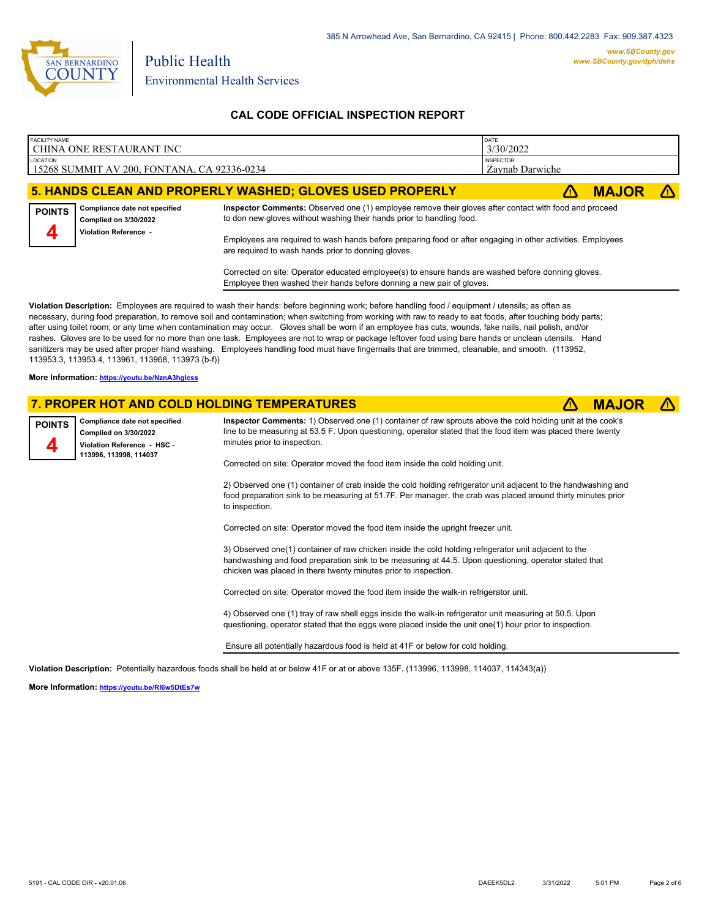# CAL CODE OFFICIAL INSPECTION REPORT

| FACILITY NAME | DATE |
|---|---|
| CHINA ONE RESTAURANT INC | 3/30/2022 |
| **LOCATION** | **INSPECTOR** |
| 15268 SUMMIT AV 200, FONTANA, CA 92336-0234 | Zaynab Darwiche |

## 5. HANDS CLEAN AND PROPERLY WASHED; GLOVES USED PROPERLY — ⚠ MAJOR ⚠

**POINTS**
**4**

**Compliance date not specified**
**Complied on 3/30/2022**
**Violation Reference -**

**Inspector Comments:** Observed one (1) employee remove their gloves after contact with food and proceed to don new gloves without washing their hands prior to handling food.

Employees are required to wash hands before preparing food or after engaging in other activities. Employees are required to wash hands prior to donning gloves.

Corrected on site: Operator educated employee(s) to ensure hands are washed before donning gloves. Employee then washed their hands before donning a new pair of gloves.

**Violation Description:** Employees are required to wash their hands: before beginning work; before handling food / equipment / utensils; as often as necessary, during food preparation, to remove soil and contamination; when switching from working with raw to ready to eat foods, after touching body parts; after using toilet room; or any time when contamination may occur. Gloves shall be worn if an employee has cuts, wounds, fake nails, nail polish, and/or rashes. Gloves are to be used for no more than one task. Employees are not to wrap or package leftover food using bare hands or unclean utensils. Hand sanitizers may be used after proper hand washing. Employees handling food must have fingernails that are trimmed, cleanable, and smooth. (113952, 113953.3, 113953.4, 113961, 113968, 113973 (b-f))

**More Information:** https://youtu.be/NznA3hglcss

## 7. PROPER HOT AND COLD HOLDING TEMPERATURES — ⚠ MAJOR ⚠

**POINTS**
**4**

**Compliance date not specified**
**Complied on 3/30/2022**
**Violation Reference - HSC - 113996, 113998, 114037**

**Inspector Comments:** 1) Observed one (1) container of raw sprouts above the cold holding unit at the cook's line to be measuring at 53.5 F. Upon questioning, operator stated that the food item was placed there twenty minutes prior to inspection.

Corrected on site: Operator moved the food item inside the cold holding unit.

2) Observed one (1) container of crab inside the cold holding refrigerator unit adjacent to the handwashing and food preparation sink to be measuring at 51.7F. Per manager, the crab was placed around thirty minutes prior to inspection.

Corrected on site: Operator moved the food item inside the upright freezer unit.

3) Observed one(1) container of raw chicken inside the cold holding refrigerator unit adjacent to the handwashing and food preparation sink to be measuring at 44.5. Upon questioning, operator stated that chicken was placed in there twenty minutes prior to inspection.

Corrected on site: Operator moved the food item inside the walk-in refrigerator unit.

4) Observed one (1) tray of raw shell eggs inside the walk-in refrigerator unit measuring at 50.5. Upon questioning, operator stated that the eggs were placed inside the unit one(1) hour prior to inspection.

Ensure all potentially hazardous food is held at 41F or below for cold holding.

**Violation Description:** Potentially hazardous foods shall be held at or below 41F or at or above 135F. (113996, 113998, 114037, 114343(a))

**More Information:** https://youtu.be/RI6w5DtEs7w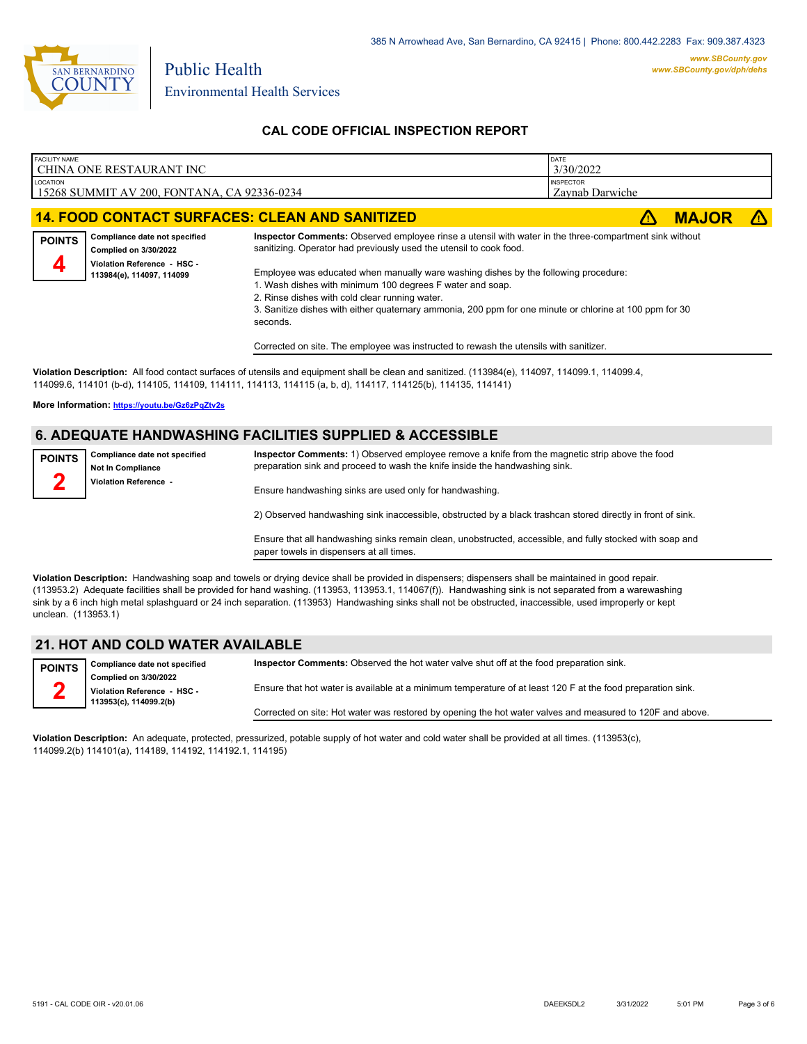385 N Arrowhead Ave, San Bernardino, CA 92415 | Phone: 800.442.2283 Fax: 909.387.4323

**www.SBCounty.gov**
**www.SBCounty.gov/dph/dehs**

Public Health
Environmental Health Services

## CAL CODE OFFICIAL INSPECTION REPORT

| FACILITY NAME | DATE |
|---|---|
| CHINA ONE RESTAURANT INC | 3/30/2022 |
| **LOCATION** | **INSPECTOR** |
| 15268 SUMMIT AV 200, FONTANA, CA 92336-0234 | Zaynab Darwiche |

### 14. FOOD CONTACT SURFACES: CLEAN AND SANITIZED — ⚠ MAJOR ⚠

**POINTS** 4

**Compliance date not specified**
**Complied on 3/30/2022**
**Violation Reference - HSC - 113984(e), 114097, 114099**

**Inspector Comments:** Observed employee rinse a utensil with water in the three-compartment sink without sanitizing. Operator had previously used the utensil to cook food.

Employee was educated when manually ware washing dishes by the following procedure:
1. Wash dishes with minimum 100 degrees F water and soap.
2. Rinse dishes with cold clear running water.
3. Sanitize dishes with either quaternary ammonia, 200 ppm for one minute or chlorine at 100 ppm for 30 seconds.

Corrected on site. The employee was instructed to rewash the utensils with sanitizer.

**Violation Description:** All food contact surfaces of utensils and equipment shall be clean and sanitized. (113984(e), 114097, 114099.1, 114099.4, 114099.6, 114101 (b-d), 114105, 114109, 114111, 114113, 114115 (a, b, d), 114117, 114125(b), 114135, 114141)

**More Information: https://youtu.be/Gz6zPqZtv2s**

### 6. ADEQUATE HANDWASHING FACILITIES SUPPLIED & ACCESSIBLE

**POINTS** 2

**Compliance date not specified**
**Not In Compliance**
**Violation Reference -**

**Inspector Comments:** 1) Observed employee remove a knife from the magnetic strip above the food preparation sink and proceed to wash the knife inside the handwashing sink.

Ensure handwashing sinks are used only for handwashing.

2) Observed handwashing sink inaccessible, obstructed by a black trashcan stored directly in front of sink.

Ensure that all handwashing sinks remain clean, unobstructed, accessible, and fully stocked with soap and paper towels in dispensers at all times.

**Violation Description:** Handwashing soap and towels or drying device shall be provided in dispensers; dispensers shall be maintained in good repair. (113953.2) Adequate facilities shall be provided for hand washing. (113953, 113953.1, 114067(f)). Handwashing sink is not separated from a warewashing sink by a 6 inch high metal splashguard or 24 inch separation. (113953) Handwashing sinks shall not be obstructed, inaccessible, used improperly or kept unclean. (113953.1)

### 21. HOT AND COLD WATER AVAILABLE

**POINTS** 2

**Compliance date not specified**
**Complied on 3/30/2022**
**Violation Reference - HSC - 113953(c), 114099.2(b)**

**Inspector Comments:** Observed the hot water valve shut off at the food preparation sink.

Ensure that hot water is available at a minimum temperature of at least 120 F at the food preparation sink.

Corrected on site: Hot water was restored by opening the hot water valves and measured to 120F and above.

**Violation Description:** An adequate, protected, pressurized, potable supply of hot water and cold water shall be provided at all times. (113953(c), 114099.2(b) 114101(a), 114189, 114192, 114192.1, 114195)

5191 - CAL CODE OIR - v20.01.06 DAEEK5DL2 3/31/2022 5:01 PM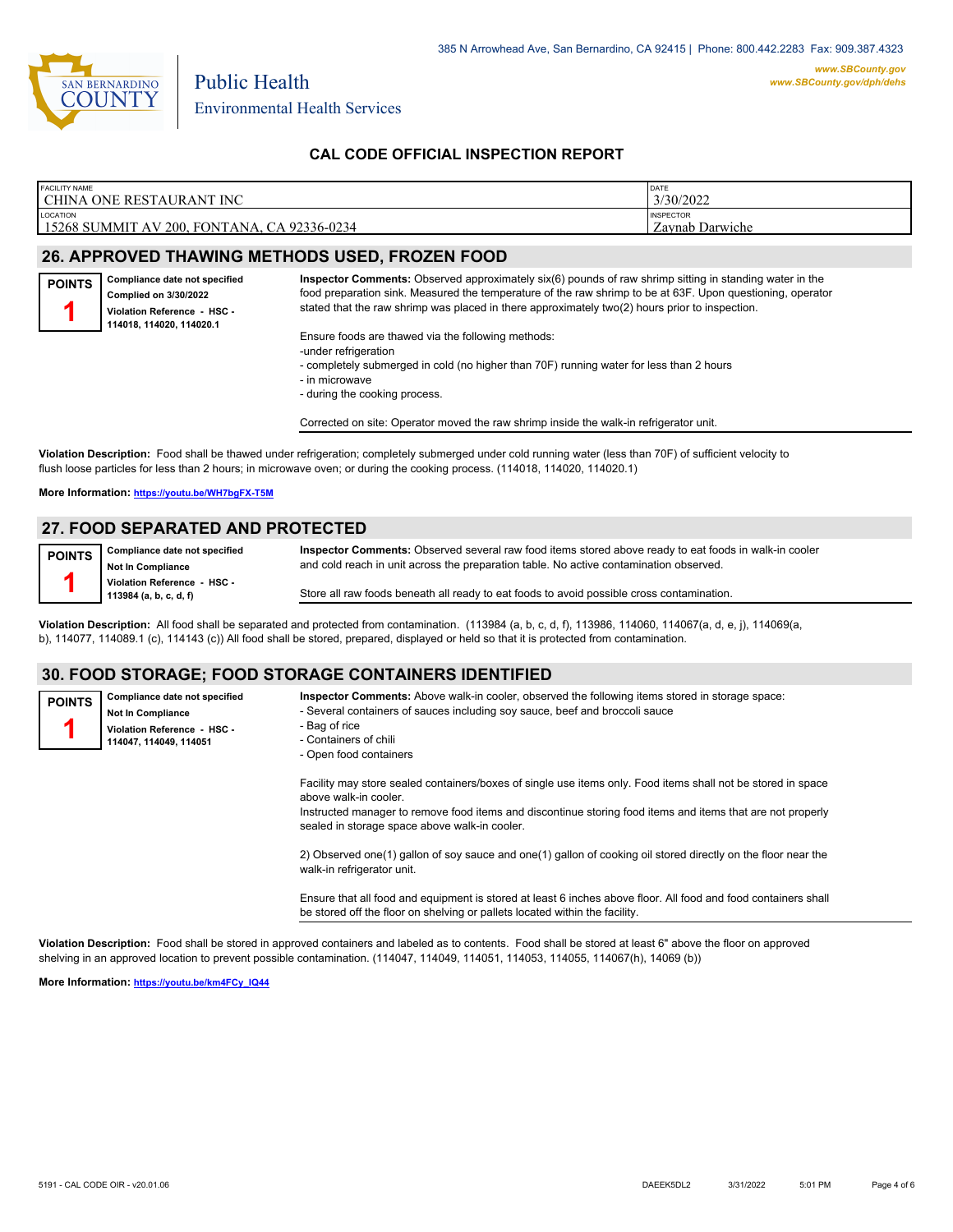385 N Arrowhead Ave, San Bernardino, CA 92415 | Phone: 800.442.2283 Fax: 909.387.4323

www.SBCounty.gov
www.SBCounty.gov/dph/dehs

Public Health
Environmental Health Services

## CAL CODE OFFICIAL INSPECTION REPORT

| FACILITY NAME | DATE |
|---|---|
| CHINA ONE RESTAURANT INC | 3/30/2022 |
| **LOCATION** | **INSPECTOR** |
| 15268 SUMMIT AV 200, FONTANA, CA 92336-0234 | Zaynab Darwiche |

## 26. APPROVED THAWING METHODS USED, FROZEN FOOD

**POINTS 1**

**Compliance date not specified**
**Complied on 3/30/2022**
**Violation Reference - HSC - 114018, 114020, 114020.1**

**Inspector Comments:** Observed approximately six(6) pounds of raw shrimp sitting in standing water in the food preparation sink. Measured the temperature of the raw shrimp to be at 63F. Upon questioning, operator stated that the raw shrimp was placed in there approximately two(2) hours prior to inspection.

Ensure foods are thawed via the following methods:
-under refrigeration
- completely submerged in cold (no higher than 70F) running water for less than 2 hours
- in microwave
- during the cooking process.

Corrected on site: Operator moved the raw shrimp inside the walk-in refrigerator unit.

**Violation Description:** Food shall be thawed under refrigeration; completely submerged under cold running water (less than 70F) of sufficient velocity to flush loose particles for less than 2 hours; in microwave oven; or during the cooking process. (114018, 114020, 114020.1)

**More Information: https://youtu.be/WH7bgFX-T5M**

## 27. FOOD SEPARATED AND PROTECTED

**POINTS 1**

**Compliance date not specified**
**Not In Compliance**
**Violation Reference - HSC - 113984 (a, b, c, d, f)**

**Inspector Comments:** Observed several raw food items stored above ready to eat foods in walk-in cooler and cold reach in unit across the preparation table. No active contamination observed.

Store all raw foods beneath all ready to eat foods to avoid possible cross contamination.

**Violation Description:** All food shall be separated and protected from contamination. (113984 (a, b, c, d, f), 113986, 114060, 114067(a, d, e, j), 114069(a, b), 114077, 114089.1 (c), 114143 (c)) All food shall be stored, prepared, displayed or held so that it is protected from contamination.

## 30. FOOD STORAGE; FOOD STORAGE CONTAINERS IDENTIFIED

**POINTS 1**

**Compliance date not specified**
**Not In Compliance**
**Violation Reference - HSC - 114047, 114049, 114051**

**Inspector Comments:** Above walk-in cooler, observed the following items stored in storage space:
- Several containers of sauces including soy sauce, beef and broccoli sauce
- Bag of rice
- Containers of chili
- Open food containers

Facility may store sealed containers/boxes of single use items only. Food items shall not be stored in space above walk-in cooler.
Instructed manager to remove food items and discontinue storing food items and items that are not properly sealed in storage space above walk-in cooler.

2) Observed one(1) gallon of soy sauce and one(1) gallon of cooking oil stored directly on the floor near the walk-in refrigerator unit.

Ensure that all food and equipment is stored at least 6 inches above floor. All food and food containers shall be stored off the floor on shelving or pallets located within the facility.

**Violation Description:** Food shall be stored in approved containers and labeled as to contents. Food shall be stored at least 6" above the floor on approved shelving in an approved location to prevent possible contamination. (114047, 114049, 114051, 114053, 114055, 114067(h), 14069 (b))

**More Information: https://youtu.be/km4FCy_IQ44**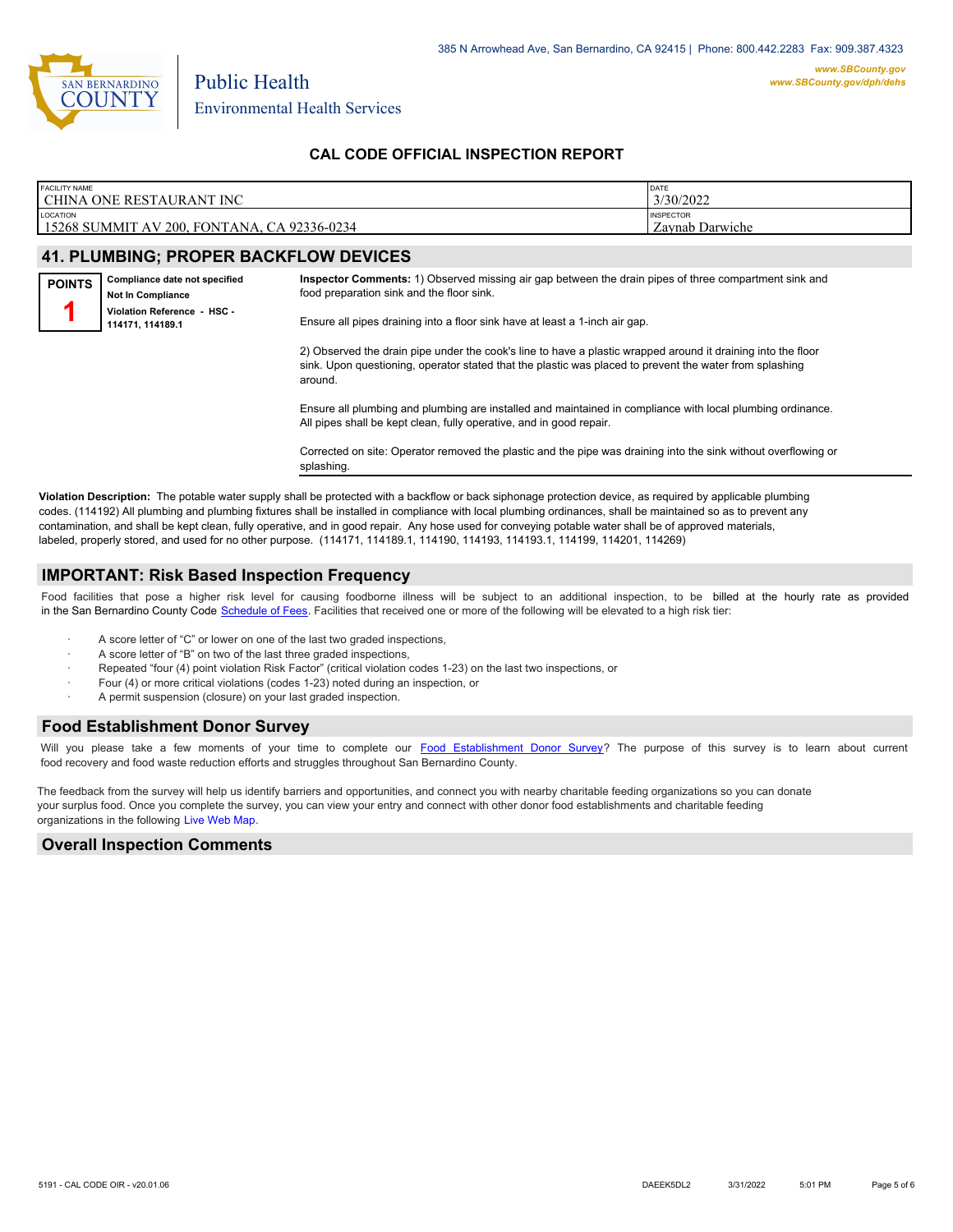385 N Arrowhead Ave, San Bernardino, CA 92415 | Phone: 800.442.2283 Fax: 909.387.4323

www.SBCounty.gov
www.SBCounty.gov/dph/dehs

Public Health
Environmental Health Services

## CAL CODE OFFICIAL INSPECTION REPORT

| FACILITY NAME | DATE |
|---|---|
| CHINA ONE RESTAURANT INC | 3/30/2022 |
| LOCATION | INSPECTOR |
| 15268 SUMMIT AV 200, FONTANA, CA 92336-0234 | Zaynab Darwiche |

## 41. PLUMBING; PROPER BACKFLOW DEVICES

**POINTS** 1

**Compliance date not specified**
**Not In Compliance**
**Violation Reference - HSC - 114171, 114189.1**

**Inspector Comments:** 1) Observed missing air gap between the drain pipes of three compartment sink and food preparation sink and the floor sink.

Ensure all pipes draining into a floor sink have at least a 1-inch air gap.

2) Observed the drain pipe under the cook's line to have a plastic wrapped around it draining into the floor sink. Upon questioning, operator stated that the plastic was placed to prevent the water from splashing around.

Ensure all plumbing and plumbing are installed and maintained in compliance with local plumbing ordinance. All pipes shall be kept clean, fully operative, and in good repair.

Corrected on site: Operator removed the plastic and the pipe was draining into the sink without overflowing or splashing.

**Violation Description:** The potable water supply shall be protected with a backflow or back siphonage protection device, as required by applicable plumbing codes. (114192) All plumbing and plumbing fixtures shall be installed in compliance with local plumbing ordinances, shall be maintained so as to prevent any contamination, and shall be kept clean, fully operative, and in good repair. Any hose used for conveying potable water shall be of approved materials, labeled, properly stored, and used for no other purpose. (114171, 114189.1, 114190, 114193, 114193.1, 114199, 114201, 114269)

## IMPORTANT: Risk Based Inspection Frequency

Food facilities that pose a higher risk level for causing foodborne illness will be subject to an additional inspection, to be billed at the hourly rate as provided in the San Bernardino County Code Schedule of Fees. Facilities that received one or more of the following will be elevated to a high risk tier:

- A score letter of "C" or lower on one of the last two graded inspections,
- A score letter of "B" on two of the last three graded inspections,
- Repeated "four (4) point violation Risk Factor" (critical violation codes 1-23) on the last two inspections, or
- Four (4) or more critical violations (codes 1-23) noted during an inspection, or
- A permit suspension (closure) on your last graded inspection.

## Food Establishment Donor Survey

Will you please take a few moments of your time to complete our Food Establishment Donor Survey? The purpose of this survey is to learn about current food recovery and food waste reduction efforts and struggles throughout San Bernardino County.

The feedback from the survey will help us identify barriers and opportunities, and connect you with nearby charitable feeding organizations so you can donate your surplus food. Once you complete the survey, you can view your entry and connect with other donor food establishments and charitable feeding organizations in the following Live Web Map.

## Overall Inspection Comments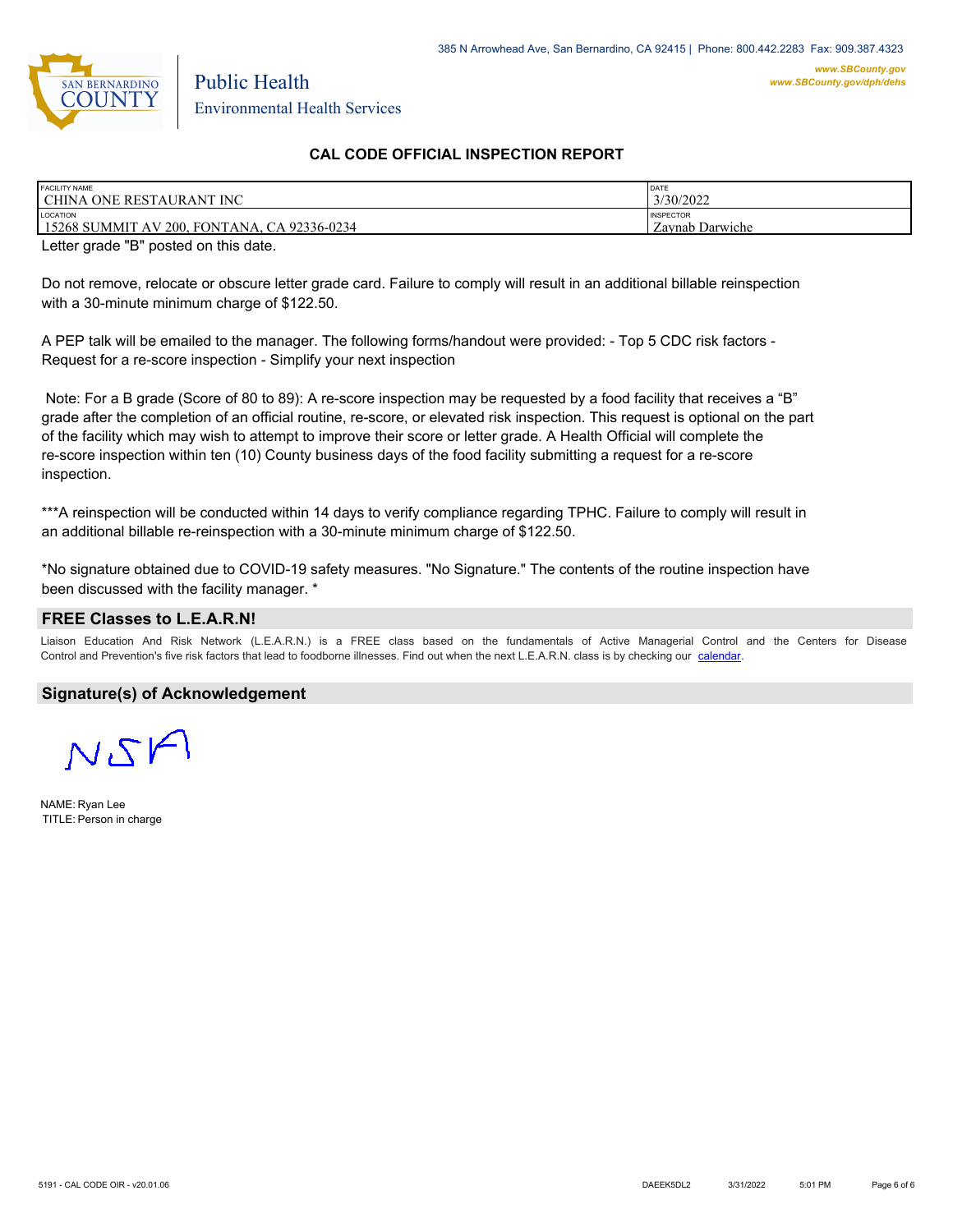385 N Arrowhead Ave, San Bernardino, CA 92415 | Phone: 800.442.2283 Fax: 909.387.4323

www.SBCounty.gov
www.SBCounty.gov/dph/dehs

SAN BERNARDINO COUNTY

Public Health
Environmental Health Services

## CAL CODE OFFICIAL INSPECTION REPORT

| | |
|---|---|
| FACILITY NAME<br>CHINA ONE RESTAURANT INC | DATE<br>3/30/2022 |
| LOCATION<br>15268 SUMMIT AV 200, FONTANA, CA 92336-0234 | INSPECTOR<br>Zaynab Darwiche |

Letter grade "B" posted on this date.

Do not remove, relocate or obscure letter grade card. Failure to comply will result in an additional billable reinspection with a 30-minute minimum charge of $122.50.

A PEP talk will be emailed to the manager. The following forms/handout were provided: - Top 5 CDC risk factors - Request for a re-score inspection - Simplify your next inspection

Note: For a B grade (Score of 80 to 89): A re-score inspection may be requested by a food facility that receives a "B" grade after the completion of an official routine, re-score, or elevated risk inspection. This request is optional on the part of the facility which may wish to attempt to improve their score or letter grade. A Health Official will complete the re-score inspection within ten (10) County business days of the food facility submitting a request for a re-score inspection.

***A reinspection will be conducted within 14 days to verify compliance regarding TPHC. Failure to comply will result in an additional billable re-reinspection with a 30-minute minimum charge of $122.50.

*No signature obtained due to COVID-19 safety measures. "No Signature." The contents of the routine inspection have been discussed with the facility manager. *

## FREE Classes to L.E.A.R.N!

Liaison Education And Risk Network (L.E.A.R.N.) is a FREE class based on the fundamentals of Active Managerial Control and the Centers for Disease Control and Prevention's five risk factors that lead to foodborne illnesses. Find out when the next L.E.A.R.N. class is by checking our calendar.

## Signature(s) of Acknowledgement

NSA

NAME: Ryan Lee
TITLE: Person in charge

5191 - CAL CODE OIR - v20.01.06 DAEEK5DL2 3/31/2022 5:01 PM